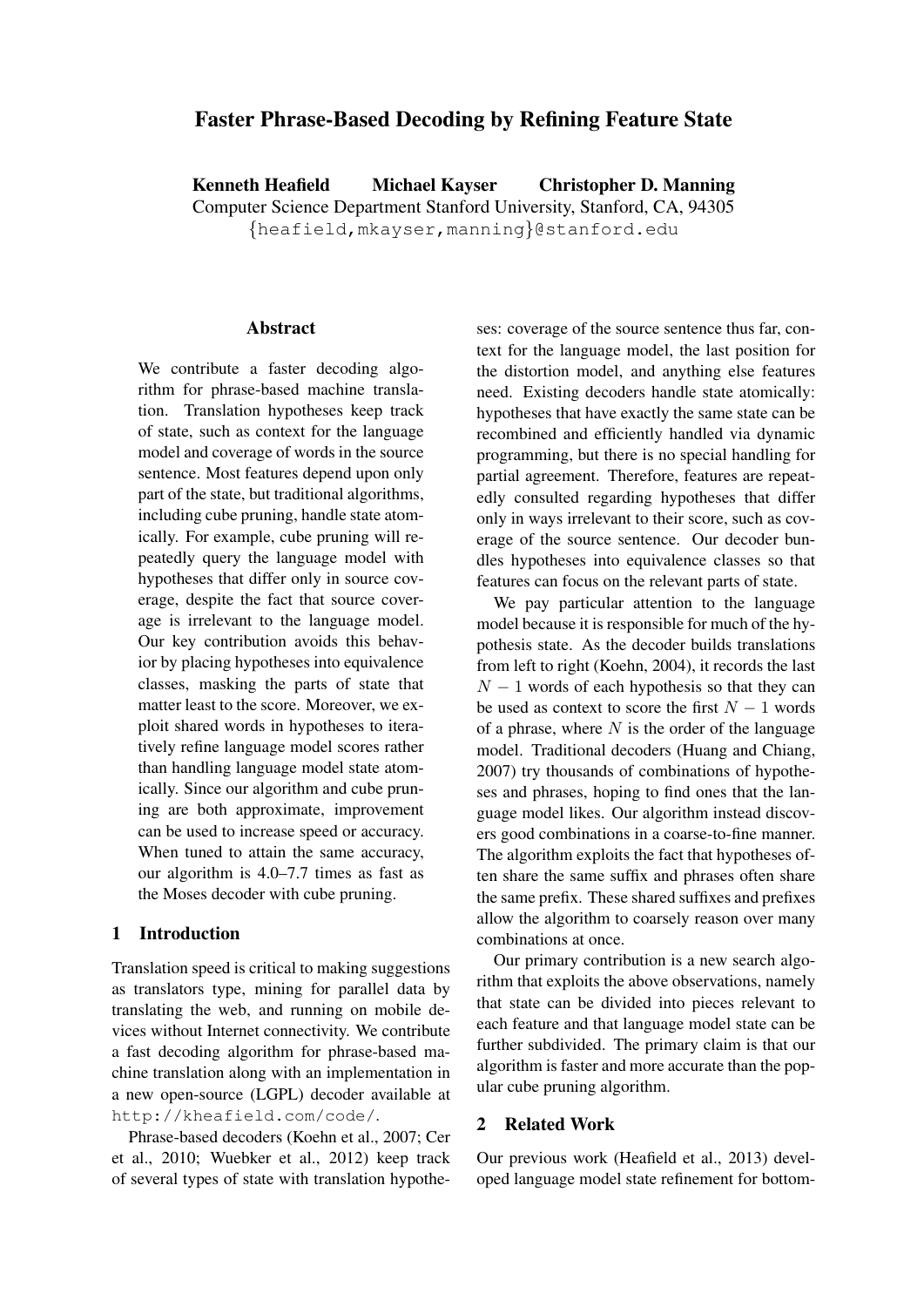# Faster Phrase-Based Decoding by Refining Feature State

**Kenneth Heafield  Michael Kayser  Christopher D. Manning**

Computer Science Department Stanford University, Stanford, CA, 94305

{heafield,mkayser,manning}@stanford.edu

## Abstract

We contribute a faster decoding algorithm for phrase-based machine translation. Translation hypotheses keep track of state, such as context for the language model and coverage of words in the source sentence. Most features depend upon only part of the state, but traditional algorithms, including cube pruning, handle state atomically. For example, cube pruning will repeatedly query the language model with hypotheses that differ only in source coverage, despite the fact that source coverage is irrelevant to the language model. Our key contribution avoids this behavior by placing hypotheses into equivalence classes, masking the parts of state that matter least to the score. Moreover, we exploit shared words in hypotheses to iteratively refine language model scores rather than handling language model state atomically. Since our algorithm and cube pruning are both approximate, improvement can be used to increase speed or accuracy. When tuned to attain the same accuracy, our algorithm is 4.0–7.7 times as fast as the Moses decoder with cube pruning.

## 1 Introduction

Translation speed is critical to making suggestions as translators type, mining for parallel data by translating the web, and running on mobile devices without Internet connectivity. We contribute a fast decoding algorithm for phrase-based machine translation along with an implementation in a new open-source (LGPL) decoder available at `http://kheafield.com/code/`.

Phrase-based decoders (Koehn et al., 2007; Cer et al., 2010; Wuebker et al., 2012) keep track of several types of state with translation hypotheses: coverage of the source sentence thus far, context for the language model, the last position for the distortion model, and anything else features need. Existing decoders handle state atomically: hypotheses that have exactly the same state can be recombined and efficiently handled via dynamic programming, but there is no special handling for partial agreement. Therefore, features are repeatedly consulted regarding hypotheses that differ only in ways irrelevant to their score, such as coverage of the source sentence. Our decoder bundles hypotheses into equivalence classes so that features can focus on the relevant parts of state.

We pay particular attention to the language model because it is responsible for much of the hypothesis state. As the decoder builds translations from left to right (Koehn, 2004), it records the last $N-1$ words of each hypothesis so that they can be used as context to score the first $N-1$ words of a phrase, where $N$ is the order of the language model. Traditional decoders (Huang and Chiang, 2007) try thousands of combinations of hypotheses and phrases, hoping to find ones that the language model likes. Our algorithm instead discovers good combinations in a coarse-to-fine manner. The algorithm exploits the fact that hypotheses often share the same suffix and phrases often share the same prefix. These shared suffixes and prefixes allow the algorithm to coarsely reason over many combinations at once.

Our primary contribution is a new search algorithm that exploits the above observations, namely that state can be divided into pieces relevant to each feature and that language model state can be further subdivided. The primary claim is that our algorithm is faster and more accurate than the popular cube pruning algorithm.

## 2 Related Work

Our previous work (Heafield et al., 2013) developed language model state refinement for bottom-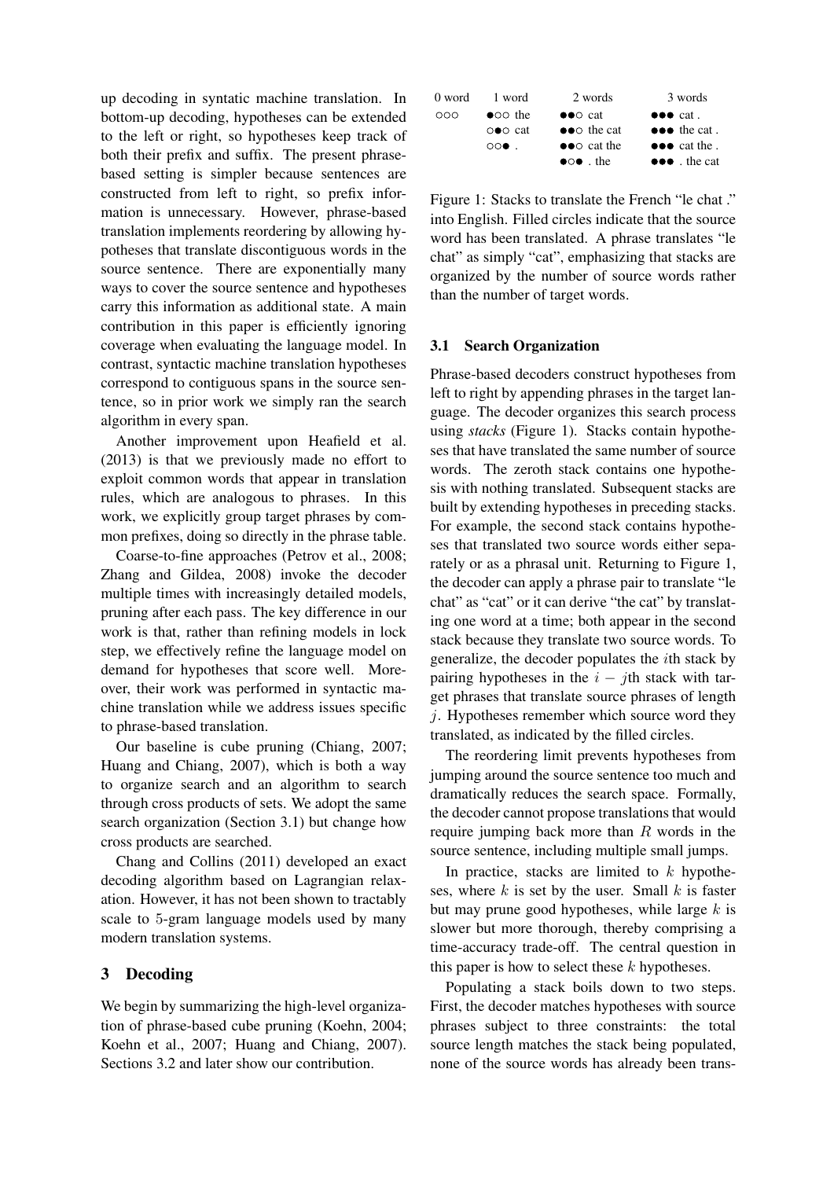up decoding in syntatic machine translation. In bottom-up decoding, hypotheses can be extended to the left or right, so hypotheses keep track of both their prefix and suffix. The present phrase-based setting is simpler because sentences are constructed from left to right, so prefix information is unnecessary. However, phrase-based translation implements reordering by allowing hypotheses that translate discontiguous words in the source sentence. There are exponentially many ways to cover the source sentence and hypotheses carry this information as additional state. A main contribution in this paper is efficiently ignoring coverage when evaluating the language model. In contrast, syntactic machine translation hypotheses correspond to contiguous spans in the source sentence, so in prior work we simply ran the search algorithm in every span.

Another improvement upon Heafield et al. (2013) is that we previously made no effort to exploit common words that appear in translation rules, which are analogous to phrases. In this work, we explicitly group target phrases by common prefixes, doing so directly in the phrase table.

Coarse-to-fine approaches (Petrov et al., 2008; Zhang and Gildea, 2008) invoke the decoder multiple times with increasingly detailed models, pruning after each pass. The key difference in our work is that, rather than refining models in lock step, we effectively refine the language model on demand for hypotheses that score well. Moreover, their work was performed in syntactic machine translation while we address issues specific to phrase-based translation.

Our baseline is cube pruning (Chiang, 2007; Huang and Chiang, 2007), which is both a way to organize search and an algorithm to search through cross products of sets. We adopt the same search organization (Section 3.1) but change how cross products are searched.

Chang and Collins (2011) developed an exact decoding algorithm based on Lagrangian relaxation. However, it has not been shown to tractably scale to 5-gram language models used by many modern translation systems.

## 3 Decoding

We begin by summarizing the high-level organization of phrase-based cube pruning (Koehn, 2004; Koehn et al., 2007; Huang and Chiang, 2007). Sections 3.2 and later show our contribution.

| 0 word | 1 word | 2 words | 3 words |
|---|---|---|---|
| ○○○ | ●○○ the | ●●○ cat | ●●● cat . |
| | ○●○ cat | ●●○ the cat | ●●● the cat . |
| | ○○● . | ●●○ cat the | ●●● cat the . |
| | | ●○● . the | ●●● . the cat |

Figure 1: Stacks to translate the French "le chat ." into English. Filled circles indicate that the source word has been translated. A phrase translates "le chat" as simply "cat", emphasizing that stacks are organized by the number of source words rather than the number of target words.

### 3.1 Search Organization

Phrase-based decoders construct hypotheses from left to right by appending phrases in the target language. The decoder organizes this search process using *stacks* (Figure 1). Stacks contain hypotheses that have translated the same number of source words. The zeroth stack contains one hypothesis with nothing translated. Subsequent stacks are built by extending hypotheses in preceding stacks. For example, the second stack contains hypotheses that translated two source words either separately or as a phrasal unit. Returning to Figure 1, the decoder can apply a phrase pair to translate "le chat" as "cat" or it can derive "the cat" by translating one word at a time; both appear in the second stack because they translate two source words. To generalize, the decoder populates the $i$th stack by pairing hypotheses in the $i - j$th stack with target phrases that translate source phrases of length $j$. Hypotheses remember which source word they translated, as indicated by the filled circles.

The reordering limit prevents hypotheses from jumping around the source sentence too much and dramatically reduces the search space. Formally, the decoder cannot propose translations that would require jumping back more than $R$ words in the source sentence, including multiple small jumps.

In practice, stacks are limited to $k$ hypotheses, where $k$ is set by the user. Small $k$ is faster but may prune good hypotheses, while large $k$ is slower but more thorough, thereby comprising a time-accuracy trade-off. The central question in this paper is how to select these $k$ hypotheses.

Populating a stack boils down to two steps. First, the decoder matches hypotheses with source phrases subject to three constraints: the total source length matches the stack being populated, none of the source words has already been trans-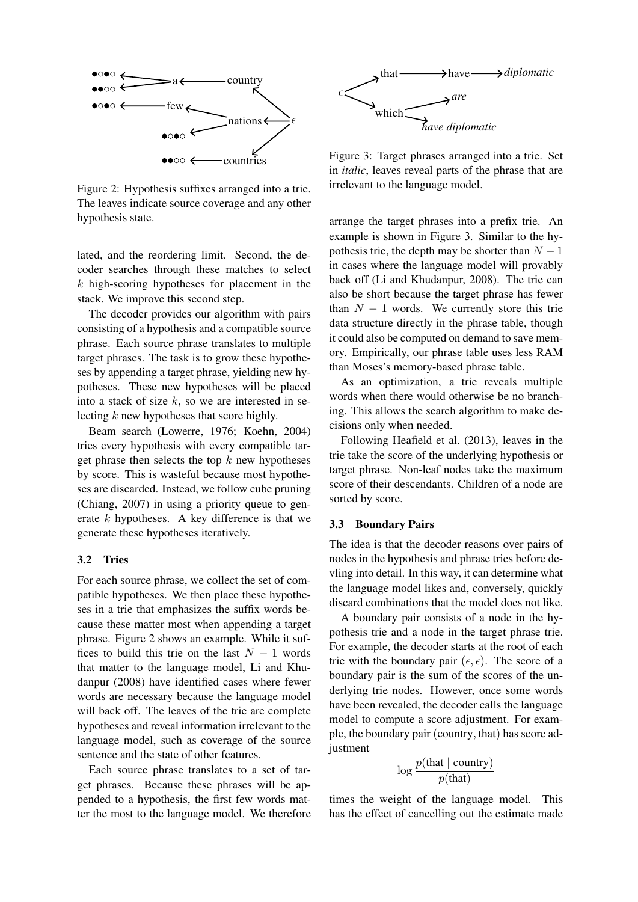Figure 2: Hypothesis suffixes arranged into a trie. The leaves indicate source coverage and any other hypothesis state.

Figure 3: Target phrases arranged into a trie. Set in *italic*, leaves reveal parts of the phrase that are irrelevant to the language model.

lated, and the reordering limit. Second, the decoder searches through these matches to select $k$ high-scoring hypotheses for placement in the stack. We improve this second step.

The decoder provides our algorithm with pairs consisting of a hypothesis and a compatible source phrase. Each source phrase translates to multiple target phrases. The task is to grow these hypotheses by appending a target phrase, yielding new hypotheses. These new hypotheses will be placed into a stack of size $k$, so we are interested in selecting $k$ new hypotheses that score highly.

Beam search (Lowerre, 1976; Koehn, 2004) tries every hypothesis with every compatible target phrase then selects the top $k$ new hypotheses by score. This is wasteful because most hypotheses are discarded. Instead, we follow cube pruning (Chiang, 2007) in using a priority queue to generate $k$ hypotheses. A key difference is that we generate these hypotheses iteratively.

### 3.2 Tries

For each source phrase, we collect the set of compatible hypotheses. We then place these hypotheses in a trie that emphasizes the suffix words because these matter most when appending a target phrase. Figure 2 shows an example. While it suffices to build this trie on the last $N-1$ words that matter to the language model, Li and Khudanpur (2008) have identified cases where fewer words are necessary because the language model will back off. The leaves of the trie are complete hypotheses and reveal information irrelevant to the language model, such as coverage of the source sentence and the state of other features.

Each source phrase translates to a set of target phrases. Because these phrases will be appended to a hypothesis, the first few words matter the most to the language model. We therefore arrange the target phrases into a prefix trie. An example is shown in Figure 3. Similar to the hypothesis trie, the depth may be shorter than $N-1$ in cases where the language model will provably back off (Li and Khudanpur, 2008). The trie can also be short because the target phrase has fewer than $N-1$ words. We currently store this trie data structure directly in the phrase table, though it could also be computed on demand to save memory. Empirically, our phrase table uses less RAM than Moses's memory-based phrase table.

As an optimization, a trie reveals multiple words when there would otherwise be no branching. This allows the search algorithm to make decisions only when needed.

Following Heafield et al. (2013), leaves in the trie take the score of the underlying hypothesis or target phrase. Non-leaf nodes take the maximum score of their descendants. Children of a node are sorted by score.

### 3.3 Boundary Pairs

The idea is that the decoder reasons over pairs of nodes in the hypothesis and phrase tries before devling into detail. In this way, it can determine what the language model likes and, conversely, quickly discard combinations that the model does not like.

A boundary pair consists of a node in the hypothesis trie and a node in the target phrase trie. For example, the decoder starts at the root of each trie with the boundary pair $(\epsilon, \epsilon)$. The score of a boundary pair is the sum of the scores of the underlying trie nodes. However, once some words have been revealed, the decoder calls the language model to compute a score adjustment. For example, the boundary pair (country, that) has score adjustment

$$\log \frac{p(\text{that} \mid \text{country})}{p(\text{that})}$$

times the weight of the language model. This has the effect of cancelling out the estimate made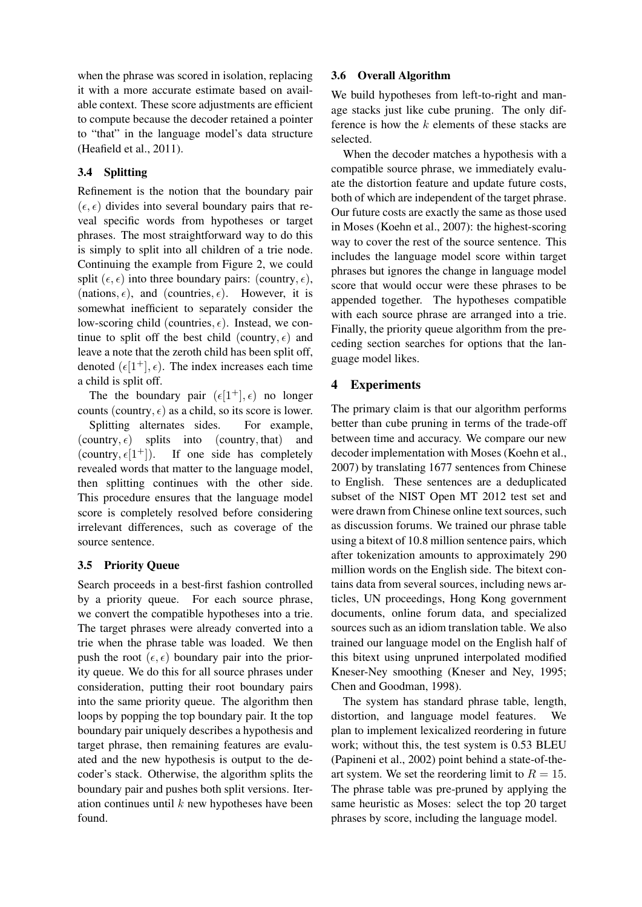when the phrase was scored in isolation, replacing it with a more accurate estimate based on available context. These score adjustments are efficient to compute because the decoder retained a pointer to "that" in the language model's data structure (Heafield et al., 2011).

### 3.4 Splitting

Refinement is the notion that the boundary pair $(\epsilon, \epsilon)$ divides into several boundary pairs that reveal specific words from hypotheses or target phrases. The most straightforward way to do this is simply to split into all children of a trie node. Continuing the example from Figure 2, we could split $(\epsilon, \epsilon)$ into three boundary pairs: (country, $\epsilon$), (nations, $\epsilon$), and (countries, $\epsilon$). However, it is somewhat inefficient to separately consider the low-scoring child (countries, $\epsilon$). Instead, we continue to split off the best child (country, $\epsilon$) and leave a note that the zeroth child has been split off, denoted $(\epsilon[1^+], \epsilon)$. The index increases each time a child is split off.

The the boundary pair $(\epsilon[1^+], \epsilon)$ no longer counts (country, $\epsilon$) as a child, so its score is lower.

Splitting alternates sides. For example, (country, $\epsilon$) splits into (country, that) and (country, $\epsilon[1^+]$). If one side has completely revealed words that matter to the language model, then splitting continues with the other side. This procedure ensures that the language model score is completely resolved before considering irrelevant differences, such as coverage of the source sentence.

### 3.5 Priority Queue

Search proceeds in a best-first fashion controlled by a priority queue. For each source phrase, we convert the compatible hypotheses into a trie. The target phrases were already converted into a trie when the phrase table was loaded. We then push the root $(\epsilon, \epsilon)$ boundary pair into the priority queue. We do this for all source phrases under consideration, putting their root boundary pairs into the same priority queue. The algorithm then loops by popping the top boundary pair. It the top boundary pair uniquely describes a hypothesis and target phrase, then remaining features are evaluated and the new hypothesis is output to the decoder's stack. Otherwise, the algorithm splits the boundary pair and pushes both split versions. Iteration continues until $k$ new hypotheses have been found.

### 3.6 Overall Algorithm

We build hypotheses from left-to-right and manage stacks just like cube pruning. The only difference is how the $k$ elements of these stacks are selected.

When the decoder matches a hypothesis with a compatible source phrase, we immediately evaluate the distortion feature and update future costs, both of which are independent of the target phrase. Our future costs are exactly the same as those used in Moses (Koehn et al., 2007): the highest-scoring way to cover the rest of the source sentence. This includes the language model score within target phrases but ignores the change in language model score that would occur were these phrases to be appended together. The hypotheses compatible with each source phrase are arranged into a trie. Finally, the priority queue algorithm from the preceding section searches for options that the language model likes.

## 4 Experiments

The primary claim is that our algorithm performs better than cube pruning in terms of the trade-off between time and accuracy. We compare our new decoder implementation with Moses (Koehn et al., 2007) by translating 1677 sentences from Chinese to English. These sentences are a deduplicated subset of the NIST Open MT 2012 test set and were drawn from Chinese online text sources, such as discussion forums. We trained our phrase table using a bitext of 10.8 million sentence pairs, which after tokenization amounts to approximately 290 million words on the English side. The bitext contains data from several sources, including news articles, UN proceedings, Hong Kong government documents, online forum data, and specialized sources such as an idiom translation table. We also trained our language model on the English half of this bitext using unpruned interpolated modified Kneser-Ney smoothing (Kneser and Ney, 1995; Chen and Goodman, 1998).

The system has standard phrase table, length, distortion, and language model features. We plan to implement lexicalized reordering in future work; without this, the test system is 0.53 BLEU (Papineni et al., 2002) point behind a state-of-the-art system. We set the reordering limit to $R = 15$. The phrase table was pre-pruned by applying the same heuristic as Moses: select the top 20 target phrases by score, including the language model.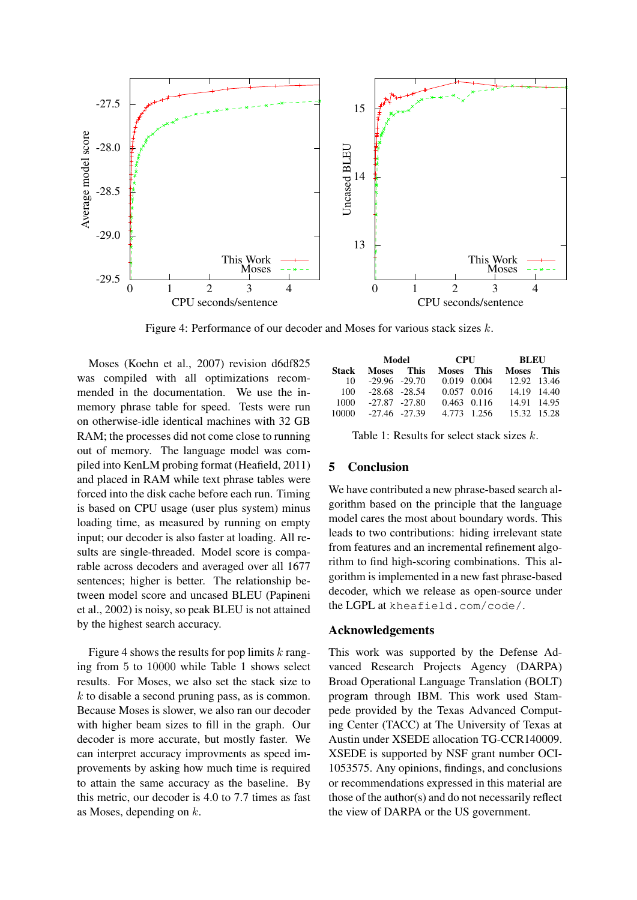Figure 4: Performance of our decoder and Moses for various stack sizes $k$.

Moses (Koehn et al., 2007) revision d6df825 was compiled with all optimizations recommended in the documentation. We use the in-memory phrase table for speed. Tests were run on otherwise-idle identical machines with 32 GB RAM; the processes did not come close to running out of memory. The language model was compiled into KenLM probing format (Heafield, 2011) and placed in RAM while text phrase tables were forced into the disk cache before each run. Timing is based on CPU usage (user plus system) minus loading time, as measured by running on empty input; our decoder is also faster at loading. All results are single-threaded. Model score is comparable across decoders and averaged over all 1677 sentences; higher is better. The relationship between model score and uncased BLEU (Papineni et al., 2002) is noisy, so peak BLEU is not attained by the highest search accuracy.

Figure 4 shows the results for pop limits $k$ ranging from 5 to 10000 while Table 1 shows select results. For Moses, we also set the stack size to $k$ to disable a second pruning pass, as is common. Because Moses is slower, we also ran our decoder with higher beam sizes to fill in the graph. Our decoder is more accurate, but mostly faster. We can interpret accuracy improvments as speed improvements by asking how much time is required to attain the same accuracy as the baseline. By this metric, our decoder is 4.0 to 7.7 times as fast as Moses, depending on $k$.

| | Model | | CPU | | BLEU | |
|---|---|---|---|---|---|---|
| **Stack** | **Moses** | **This** | **Moses** | **This** | **Moses** | **This** |
| 10 | -29.96 | -29.70 | 0.019 | 0.004 | 12.92 | 13.46 |
| 100 | -28.68 | -28.54 | 0.057 | 0.016 | 14.19 | 14.40 |
| 1000 | -27.87 | -27.80 | 0.463 | 0.116 | 14.91 | 14.95 |
| 10000 | -27.46 | -27.39 | 4.773 | 1.256 | 15.32 | 15.28 |

Table 1: Results for select stack sizes $k$.

## 5 Conclusion

We have contributed a new phrase-based search algorithm based on the principle that the language model cares the most about boundary words. This leads to two contributions: hiding irrelevant state from features and an incremental refinement algorithm to find high-scoring combinations. This algorithm is implemented in a new fast phrase-based decoder, which we release as open-source under the LGPL at `kheafield.com/code/`.

## Acknowledgements

This work was supported by the Defense Advanced Research Projects Agency (DARPA) Broad Operational Language Translation (BOLT) program through IBM. This work used Stampede provided by the Texas Advanced Computing Center (TACC) at The University of Texas at Austin under XSEDE allocation TG-CCR140009. XSEDE is supported by NSF grant number OCI-1053575. Any opinions, findings, and conclusions or recommendations expressed in this material are those of the author(s) and do not necessarily reflect the view of DARPA or the US government.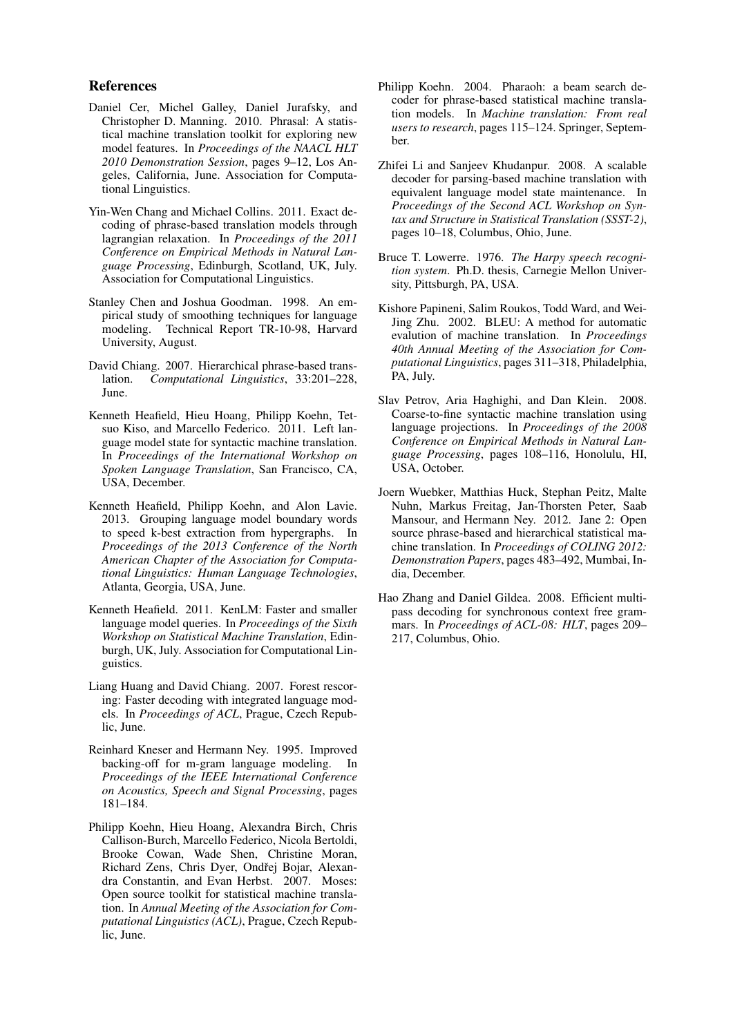## References

Daniel Cer, Michel Galley, Daniel Jurafsky, and Christopher D. Manning. 2010. Phrasal: A statistical machine translation toolkit for exploring new model features. In *Proceedings of the NAACL HLT 2010 Demonstration Session*, pages 9–12, Los Angeles, California, June. Association for Computational Linguistics.

Yin-Wen Chang and Michael Collins. 2011. Exact decoding of phrase-based translation models through lagrangian relaxation. In *Proceedings of the 2011 Conference on Empirical Methods in Natural Language Processing*, Edinburgh, Scotland, UK, July. Association for Computational Linguistics.

Stanley Chen and Joshua Goodman. 1998. An empirical study of smoothing techniques for language modeling. Technical Report TR-10-98, Harvard University, August.

David Chiang. 2007. Hierarchical phrase-based translation. *Computational Linguistics*, 33:201–228, June.

Kenneth Heafield, Hieu Hoang, Philipp Koehn, Tetsuo Kiso, and Marcello Federico. 2011. Left language model state for syntactic machine translation. In *Proceedings of the International Workshop on Spoken Language Translation*, San Francisco, CA, USA, December.

Kenneth Heafield, Philipp Koehn, and Alon Lavie. 2013. Grouping language model boundary words to speed k-best extraction from hypergraphs. In *Proceedings of the 2013 Conference of the North American Chapter of the Association for Computational Linguistics: Human Language Technologies*, Atlanta, Georgia, USA, June.

Kenneth Heafield. 2011. KenLM: Faster and smaller language model queries. In *Proceedings of the Sixth Workshop on Statistical Machine Translation*, Edinburgh, UK, July. Association for Computational Linguistics.

Liang Huang and David Chiang. 2007. Forest rescoring: Faster decoding with integrated language models. In *Proceedings of ACL*, Prague, Czech Republic, June.

Reinhard Kneser and Hermann Ney. 1995. Improved backing-off for m-gram language modeling. In *Proceedings of the IEEE International Conference on Acoustics, Speech and Signal Processing*, pages 181–184.

Philipp Koehn, Hieu Hoang, Alexandra Birch, Chris Callison-Burch, Marcello Federico, Nicola Bertoldi, Brooke Cowan, Wade Shen, Christine Moran, Richard Zens, Chris Dyer, Ondřej Bojar, Alexandra Constantin, and Evan Herbst. 2007. Moses: Open source toolkit for statistical machine translation. In *Annual Meeting of the Association for Computational Linguistics (ACL)*, Prague, Czech Republic, June.

Philipp Koehn. 2004. Pharaoh: a beam search decoder for phrase-based statistical machine translation models. In *Machine translation: From real users to research*, pages 115–124. Springer, September.

Zhifei Li and Sanjeev Khudanpur. 2008. A scalable decoder for parsing-based machine translation with equivalent language model state maintenance. In *Proceedings of the Second ACL Workshop on Syntax and Structure in Statistical Translation (SSST-2)*, pages 10–18, Columbus, Ohio, June.

Bruce T. Lowerre. 1976. *The Harpy speech recognition system*. Ph.D. thesis, Carnegie Mellon University, Pittsburgh, PA, USA.

Kishore Papineni, Salim Roukos, Todd Ward, and Wei-Jing Zhu. 2002. BLEU: A method for automatic evalution of machine translation. In *Proceedings 40th Annual Meeting of the Association for Computational Linguistics*, pages 311–318, Philadelphia, PA, July.

Slav Petrov, Aria Haghighi, and Dan Klein. 2008. Coarse-to-fine syntactic machine translation using language projections. In *Proceedings of the 2008 Conference on Empirical Methods in Natural Language Processing*, pages 108–116, Honolulu, HI, USA, October.

Joern Wuebker, Matthias Huck, Stephan Peitz, Malte Nuhn, Markus Freitag, Jan-Thorsten Peter, Saab Mansour, and Hermann Ney. 2012. Jane 2: Open source phrase-based and hierarchical statistical machine translation. In *Proceedings of COLING 2012: Demonstration Papers*, pages 483–492, Mumbai, India, December.

Hao Zhang and Daniel Gildea. 2008. Efficient multi-pass decoding for synchronous context free grammars. In *Proceedings of ACL-08: HLT*, pages 209–217, Columbus, Ohio.